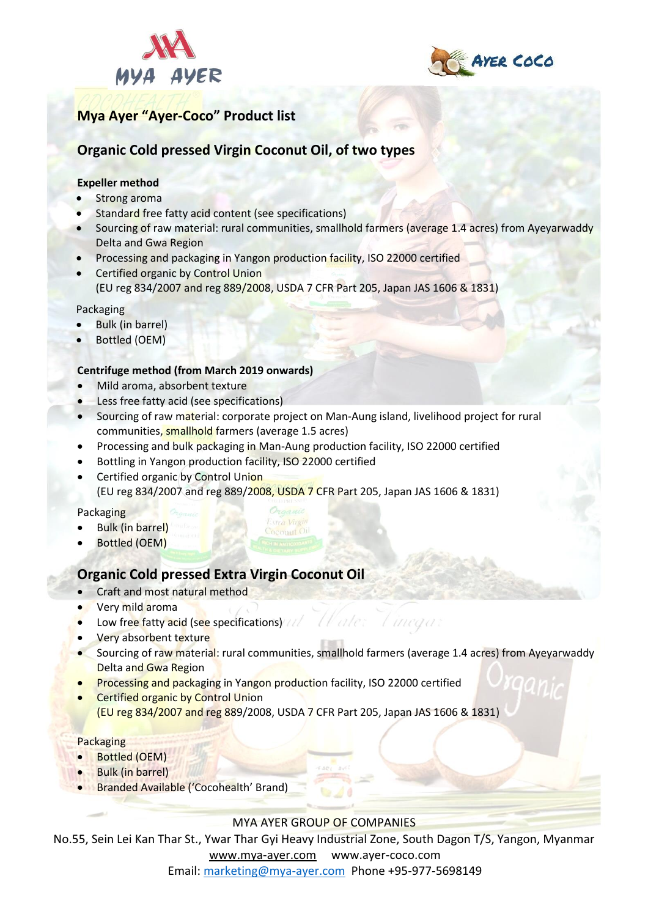MYA AYER

AYER COCO

## Mya Ayer "Ayer-Coco" Product list

## Organic Cold pressed Virgin Coconut Oil, of two types

**Expeller method**

- Strong aroma
- Standard free fatty acid content (see specifications)
- Sourcing of raw material: rural communities, smallhold farmers (average 1.4 acres) from Ayeyarwaddy Delta and Gwa Region
- Processing and packaging in Yangon production facility, ISO 22000 certified
- Certified organic by Control Union
  (EU reg 834/2007 and reg 889/2008, USDA 7 CFR Part 205, Japan JAS 1606 & 1831)

Packaging

- Bulk (in barrel)
- Bottled (OEM)

**Centrifuge method (from March 2019 onwards)**

- Mild aroma, absorbent texture
- Less free fatty acid (see specifications)
- Sourcing of raw material: corporate project on Man-Aung island, livelihood project for rural communities, smallhold farmers (average 1.5 acres)
- Processing and bulk packaging in Man-Aung production facility, ISO 22000 certified
- Bottling in Yangon production facility, ISO 22000 certified
- Certified organic by Control Union
  (EU reg 834/2007 and reg 889/2008, USDA 7 CFR Part 205, Japan JAS 1606 & 1831)

Packaging

- Bulk (in barrel)
- Bottled (OEM)

## Organic Cold pressed Extra Virgin Coconut Oil

- Craft and most natural method
- Very mild aroma
- Low free fatty acid (see specifications)
- Very absorbent texture
- Sourcing of raw material: rural communities, smallhold farmers (average 1.4 acres) from Ayeyarwaddy Delta and Gwa Region
- Processing and packaging in Yangon production facility, ISO 22000 certified
- Certified organic by Control Union
  (EU reg 834/2007 and reg 889/2008, USDA 7 CFR Part 205, Japan JAS 1606 & 1831)

Packaging

- Bottled (OEM)
- Bulk (in barrel)
- Branded Available ('Cocohealth' Brand)

MYA AYER GROUP OF COMPANIES
No.55, Sein Lei Kan Thar St., Ywar Thar Gyi Heavy Industrial Zone, South Dagon T/S, Yangon, Myanmar
www.mya-ayer.com www.ayer-coco.com
Email: marketing@mya-ayer.com Phone +95-977-5698149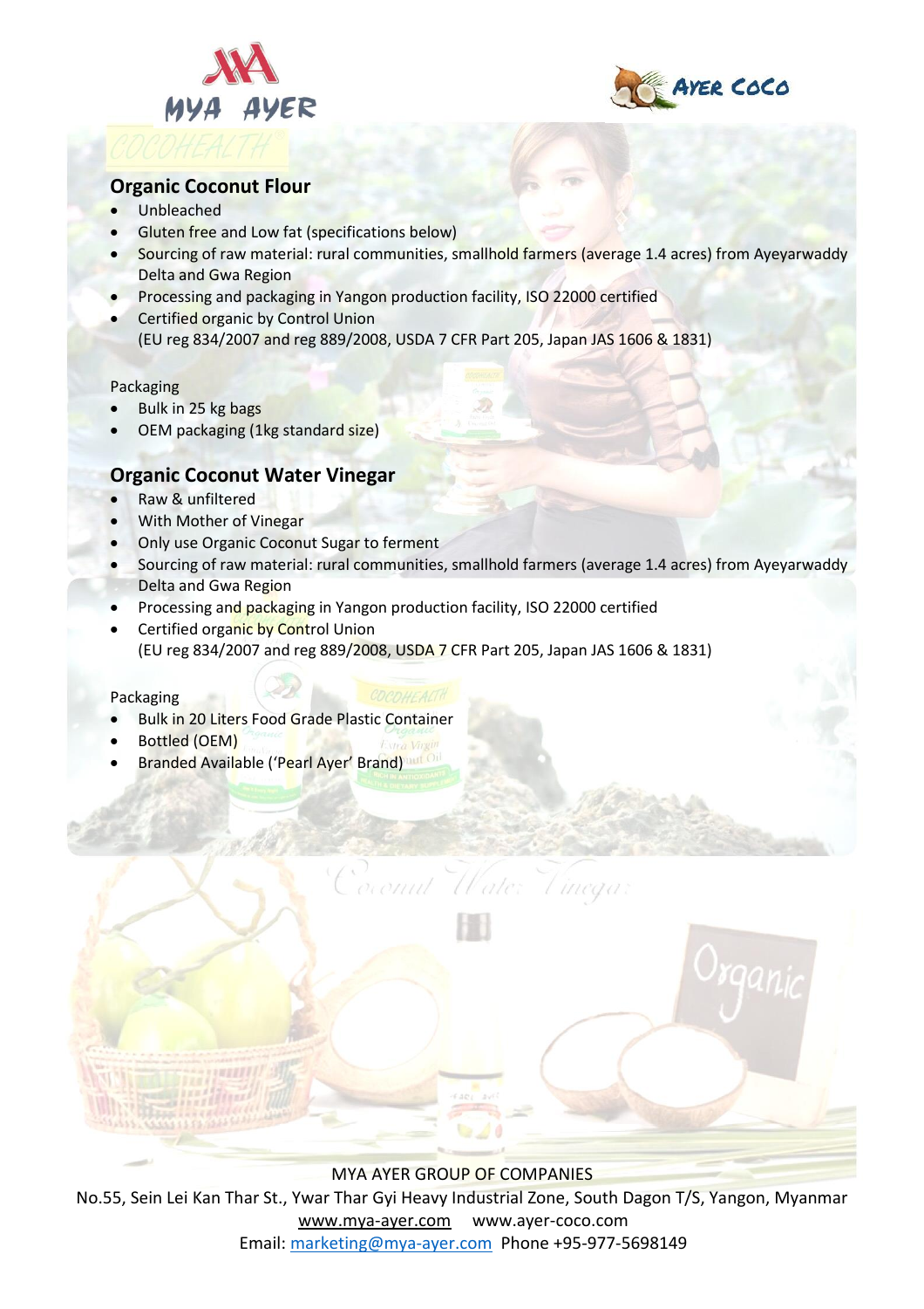## Organic Coconut Flour

- Unbleached
- Gluten free and Low fat (specifications below)
- Sourcing of raw material: rural communities, smallhold farmers (average 1.4 acres) from Ayeyarwaddy Delta and Gwa Region
- Processing and packaging in Yangon production facility, ISO 22000 certified
- Certified organic by Control Union
  (EU reg 834/2007 and reg 889/2008, USDA 7 CFR Part 205, Japan JAS 1606 & 1831)

Packaging

- Bulk in 25 kg bags
- OEM packaging (1kg standard size)

## Organic Coconut Water Vinegar

- Raw & unfiltered
- With Mother of Vinegar
- Only use Organic Coconut Sugar to ferment
- Sourcing of raw material: rural communities, smallhold farmers (average 1.4 acres) from Ayeyarwaddy Delta and Gwa Region
- Processing and packaging in Yangon production facility, ISO 22000 certified
- Certified organic by Control Union
  (EU reg 834/2007 and reg 889/2008, USDA 7 CFR Part 205, Japan JAS 1606 & 1831)

Packaging

- Bulk in 20 Liters Food Grade Plastic Container
- Bottled (OEM)
- Branded Available ('Pearl Ayer' Brand)

MYA AYER GROUP OF COMPANIES
No.55, Sein Lei Kan Thar St., Ywar Thar Gyi Heavy Industrial Zone, South Dagon T/S, Yangon, Myanmar
www.mya-ayer.com www.ayer-coco.com
Email: marketing@mya-ayer.com Phone +95-977-5698149